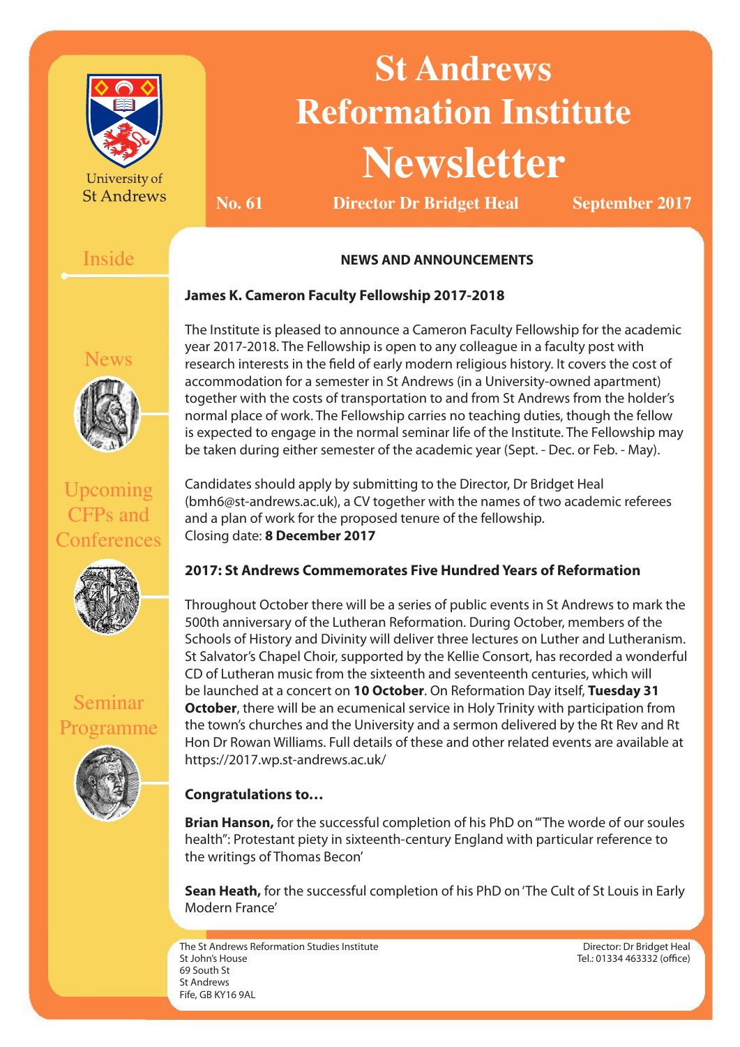# St Andrews Reformation Institute Newsletter

**No. 61** | **Director Dr Bridget Heal** | **September 2017**

University of St Andrews

Inside

- News
- Upcoming CFPs and Conferences
- Seminar Programme

## NEWS AND ANNOUNCEMENTS

### James K. Cameron Faculty Fellowship 2017-2018

The Institute is pleased to announce a Cameron Faculty Fellowship for the academic year 2017-2018. The Fellowship is open to any colleague in a faculty post with research interests in the field of early modern religious history. It covers the cost of accommodation for a semester in St Andrews (in a University-owned apartment) together with the costs of transportation to and from St Andrews from the holder's normal place of work. The Fellowship carries no teaching duties, though the fellow is expected to engage in the normal seminar life of the Institute. The Fellowship may be taken during either semester of the academic year (Sept. - Dec. or Feb. - May).

Candidates should apply by submitting to the Director, Dr Bridget Heal (bmh6@st-andrews.ac.uk), a CV together with the names of two academic referees and a plan of work for the proposed tenure of the fellowship.
Closing date: **8 December 2017**

### 2017: St Andrews Commemorates Five Hundred Years of Reformation

Throughout October there will be a series of public events in St Andrews to mark the 500th anniversary of the Lutheran Reformation. During October, members of the Schools of History and Divinity will deliver three lectures on Luther and Lutheranism. St Salvator's Chapel Choir, supported by the Kellie Consort, has recorded a wonderful CD of Lutheran music from the sixteenth and seventeenth centuries, which will be launched at a concert on **10 October**. On Reformation Day itself, **Tuesday 31 October**, there will be an ecumenical service in Holy Trinity with participation from the town's churches and the University and a sermon delivered by the Rt Rev and Rt Hon Dr Rowan Williams. Full details of these and other related events are available at https://2017.wp.st-andrews.ac.uk/

### Congratulations to…

**Brian Hanson,** for the successful completion of his PhD on '"The worde of our soules health": Protestant piety in sixteenth-century England with particular reference to the writings of Thomas Becon'

**Sean Heath,** for the successful completion of his PhD on 'The Cult of St Louis in Early Modern France'

---

The St Andrews Reformation Studies Institute
St John's House
69 South St
St Andrews
Fife, GB KY16 9AL

Director: Dr Bridget Heal
Tel.: 01334 463332 (office)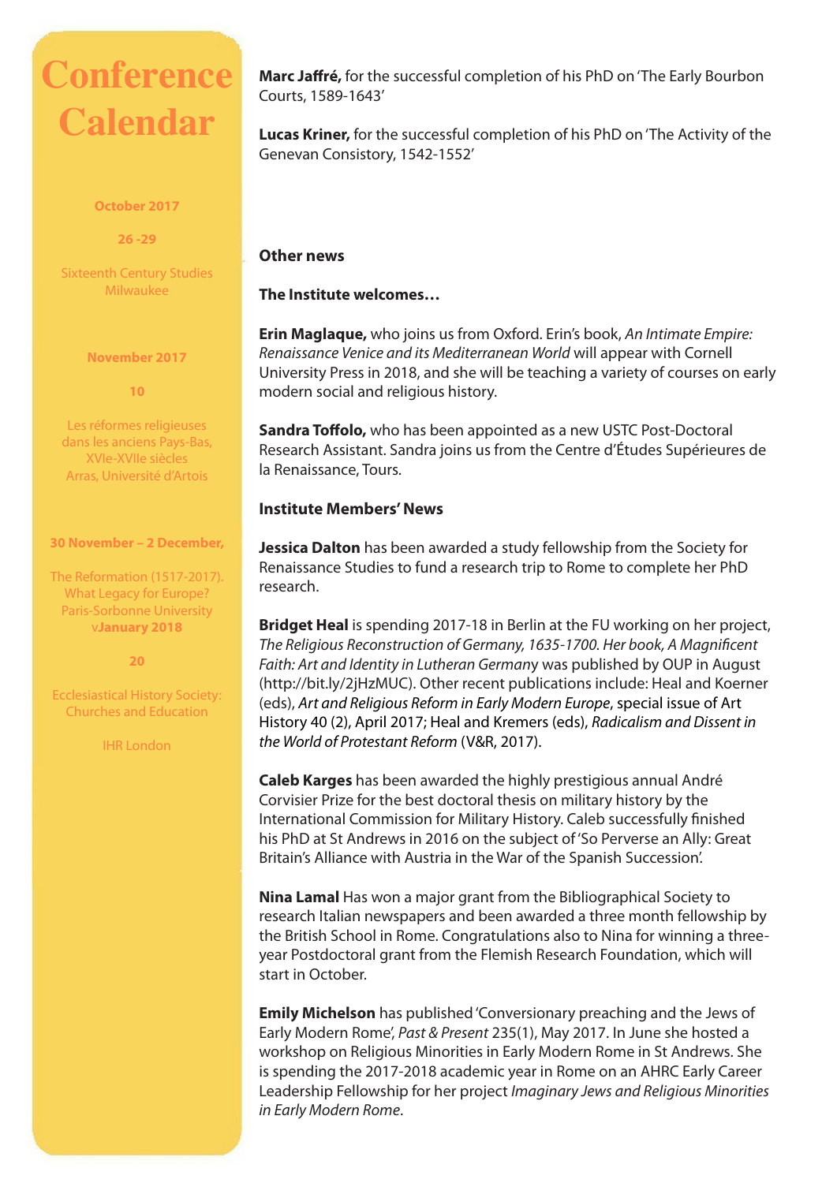# Conference Calendar

**October 2017**

**26 -29**

Sixteenth Century Studies
Milwaukee

**November 2017**

**10**

Les réformes religieuses dans les anciens Pays-Bas, XVIe-XVIIe siècles
Arras, Université d'Artois

**30 November – 2 December,**

The Reformation (1517-2017). What Legacy for Europe?
Paris-Sorbonne University

v**January 2018**

**20**

Ecclesiastical History Society: Churches and Education

IHR London

**Marc Jaffré,** for the successful completion of his PhD on 'The Early Bourbon Courts, 1589-1643'

**Lucas Kriner,** for the successful completion of his PhD on 'The Activity of the Genevan Consistory, 1542-1552'

**Other news**

**The Institute welcomes…**

**Erin Maglaque,** who joins us from Oxford. Erin's book, *An Intimate Empire: Renaissance Venice and its Mediterranean World* will appear with Cornell University Press in 2018, and she will be teaching a variety of courses on early modern social and religious history.

**Sandra Toffolo,** who has been appointed as a new USTC Post-Doctoral Research Assistant. Sandra joins us from the Centre d'Études Supérieures de la Renaissance, Tours.

**Institute Members' News**

**Jessica Dalton** has been awarded a study fellowship from the Society for Renaissance Studies to fund a research trip to Rome to complete her PhD research.

**Bridget Heal** is spending 2017-18 in Berlin at the FU working on her project, *The Religious Reconstruction of Germany, 1635-1700. Her book, A Magnificent Faith: Art and Identity in Lutheran German*y was published by OUP in August (http://bit.ly/2jHzMUC). Other recent publications include: Heal and Koerner (eds), *Art and Religious Reform in Early Modern Europe*, special issue of Art History 40 (2), April 2017; Heal and Kremers (eds), *Radicalism and Dissent in the World of Protestant Reform* (V&R, 2017).

**Caleb Karges** has been awarded the highly prestigious annual André Corvisier Prize for the best doctoral thesis on military history by the International Commission for Military History. Caleb successfully finished his PhD at St Andrews in 2016 on the subject of 'So Perverse an Ally: Great Britain's Alliance with Austria in the War of the Spanish Succession'.

**Nina Lamal** Has won a major grant from the Bibliographical Society to research Italian newspapers and been awarded a three month fellowship by the British School in Rome. Congratulations also to Nina for winning a three-year Postdoctoral grant from the Flemish Research Foundation, which will start in October.

**Emily Michelson** has published 'Conversionary preaching and the Jews of Early Modern Rome', *Past & Present* 235(1), May 2017. In June she hosted a workshop on Religious Minorities in Early Modern Rome in St Andrews. She is spending the 2017-2018 academic year in Rome on an AHRC Early Career Leadership Fellowship for her project *Imaginary Jews and Religious Minorities in Early Modern Rome*.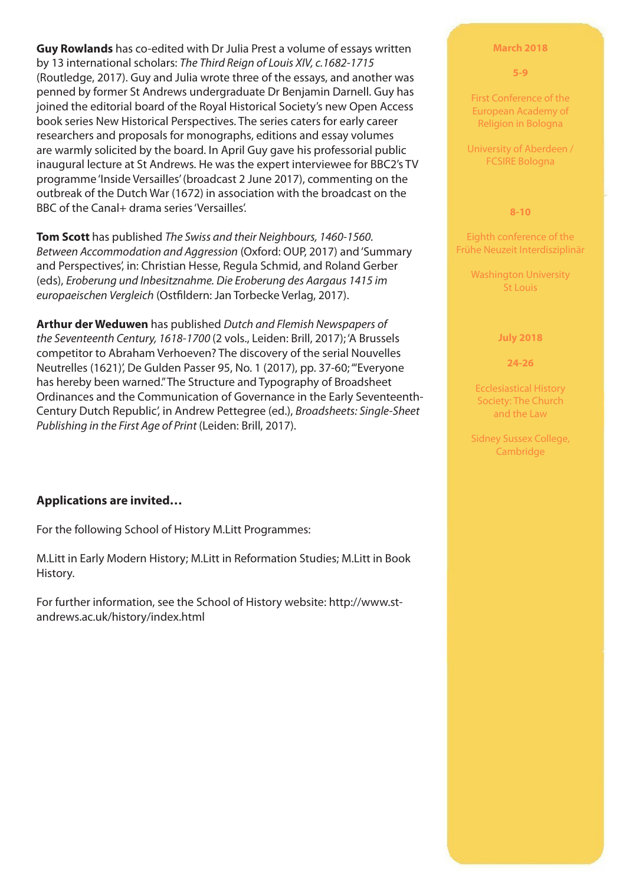**Guy Rowlands** has co-edited with Dr Julia Prest a volume of essays written by 13 international scholars: *The Third Reign of Louis XIV, c.1682-1715* (Routledge, 2017). Guy and Julia wrote three of the essays, and another was penned by former St Andrews undergraduate Dr Benjamin Darnell. Guy has joined the editorial board of the Royal Historical Society's new Open Access book series New Historical Perspectives. The series caters for early career researchers and proposals for monographs, editions and essay volumes are warmly solicited by the board. In April Guy gave his professorial public inaugural lecture at St Andrews. He was the expert interviewee for BBC2's TV programme 'Inside Versailles' (broadcast 2 June 2017), commenting on the outbreak of the Dutch War (1672) in association with the broadcast on the BBC of the Canal+ drama series 'Versailles'.

**Tom Scott** has published *The Swiss and their Neighbours, 1460-1560. Between Accommodation and Aggression* (Oxford: OUP, 2017) and 'Summary and Perspectives', in: Christian Hesse, Regula Schmid, and Roland Gerber (eds), *Eroberung und Inbesitznahme. Die Eroberung des Aargaus 1415 im europaeischen Vergleich* (Ostfildern: Jan Torbecke Verlag, 2017).

**Arthur der Weduwen** has published *Dutch and Flemish Newspapers of the Seventeenth Century, 1618-1700* (2 vols., Leiden: Brill, 2017); 'A Brussels competitor to Abraham Verhoeven? The discovery of the serial Nouvelles Neutrelles (1621)', De Gulden Passer 95, No. 1 (2017), pp. 37-60; '"Everyone has hereby been warned." The Structure and Typography of Broadsheet Ordinances and the Communication of Governance in the Early Seventeenth-Century Dutch Republic', in Andrew Pettegree (ed.), *Broadsheets: Single-Sheet Publishing in the First Age of Print* (Leiden: Brill, 2017).

**Applications are invited…**

For the following School of History M.Litt Programmes:

M.Litt in Early Modern History; M.Litt in Reformation Studies; M.Litt in Book History.

For further information, see the School of History website: http://www.st-andrews.ac.uk/history/index.html

**March 2018**

**5-9**

First Conference of the European Academy of Religion in Bologna

University of Aberdeen / FCSIRE Bologna

**8-10**

Eighth conference of the Frühe Neuzeit Interdisziplinär

Washington University St Louis

**July 2018**

**24-26**

Ecclesiastical History Society: The Church and the Law

Sidney Sussex College, Cambridge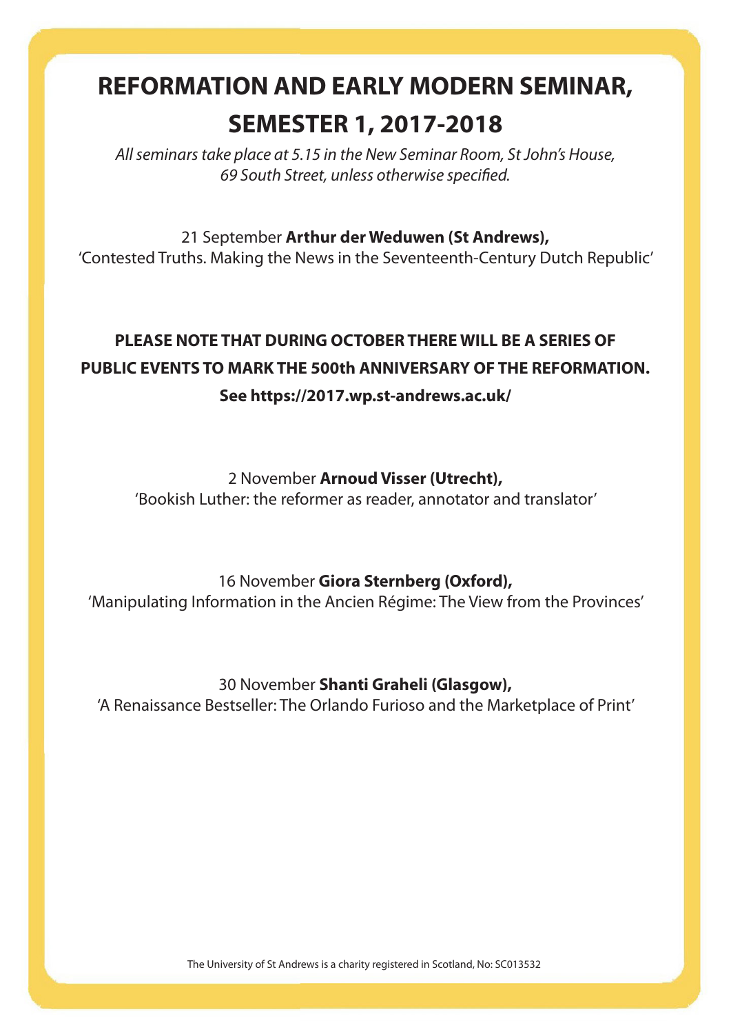# REFORMATION AND EARLY MODERN SEMINAR, SEMESTER 1, 2017-2018

*All seminars take place at 5.15 in the New Seminar Room, St John's House, 69 South Street, unless otherwise specified.*

21 September **Arthur der Weduwen (St Andrews),**
'Contested Truths. Making the News in the Seventeenth-Century Dutch Republic'

**PLEASE NOTE THAT DURING OCTOBER THERE WILL BE A SERIES OF PUBLIC EVENTS TO MARK THE 500th ANNIVERSARY OF THE REFORMATION.**
**See https://2017.wp.st-andrews.ac.uk/**

2 November **Arnoud Visser (Utrecht),**
'Bookish Luther: the reformer as reader, annotator and translator'

16 November **Giora Sternberg (Oxford),**
'Manipulating Information in the Ancien Régime: The View from the Provinces'

30 November **Shanti Graheli (Glasgow),**
'A Renaissance Bestseller: The Orlando Furioso and the Marketplace of Print'

The University of St Andrews is a charity registered in Scotland, No: SC013532